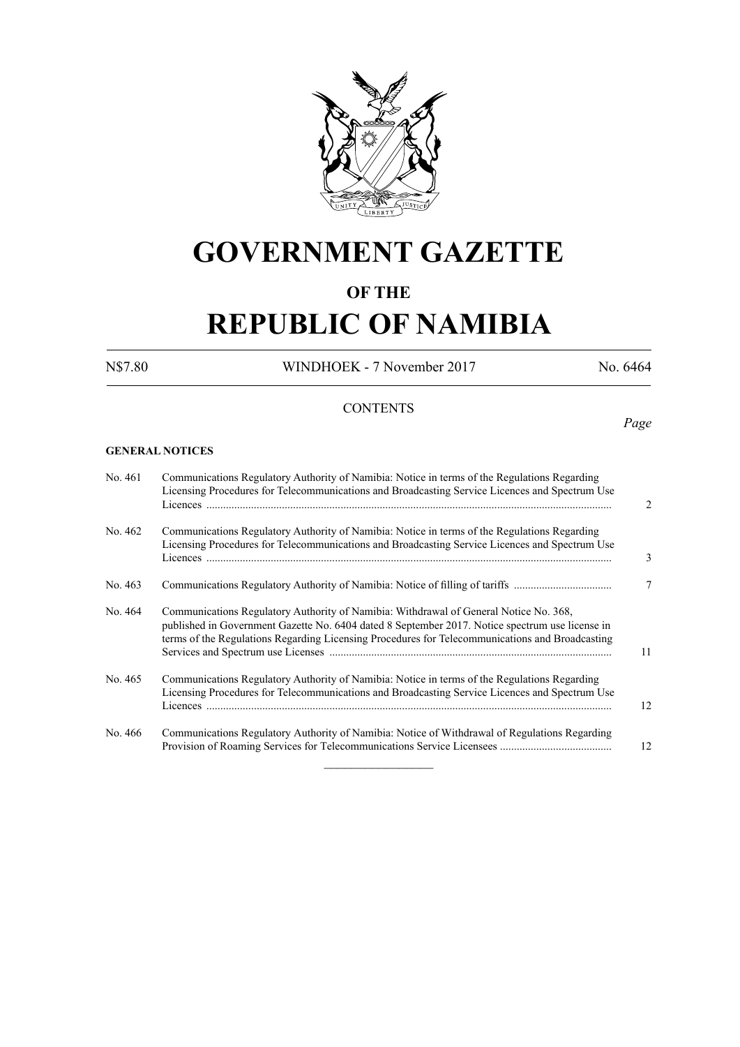# GOVERNMENT GAZETTE

## OF THE

# REPUBLIC OF NAMIBIA

N$7.80 WINDHOEK - 7 November 2017 No. 6464

CONTENTS

*Page*

**GENERAL NOTICES**

| | | |
|---|---|---|
| No. 461 | Communications Regulatory Authority of Namibia: Notice in terms of the Regulations Regarding Licensing Procedures for Telecommunications and Broadcasting Service Licences and Spectrum Use Licences | 2 |
| No. 462 | Communications Regulatory Authority of Namibia: Notice in terms of the Regulations Regarding Licensing Procedures for Telecommunications and Broadcasting Service Licences and Spectrum Use Licences | 3 |
| No. 463 | Communications Regulatory Authority of Namibia: Notice of filling of tariffs | 7 |
| No. 464 | Communications Regulatory Authority of Namibia: Withdrawal of General Notice No. 368, published in Government Gazette No. 6404 dated 8 September 2017. Notice spectrum use license in terms of the Regulations Regarding Licensing Procedures for Telecommunications and Broadcasting Services and Spectrum use Licenses | 11 |
| No. 465 | Communications Regulatory Authority of Namibia: Notice in terms of the Regulations Regarding Licensing Procedures for Telecommunications and Broadcasting Service Licences and Spectrum Use Licences | 12 |
| No. 466 | Communications Regulatory Authority of Namibia: Notice of Withdrawal of Regulations Regarding Provision of Roaming Services for Telecommunications Service Licensees | 12 |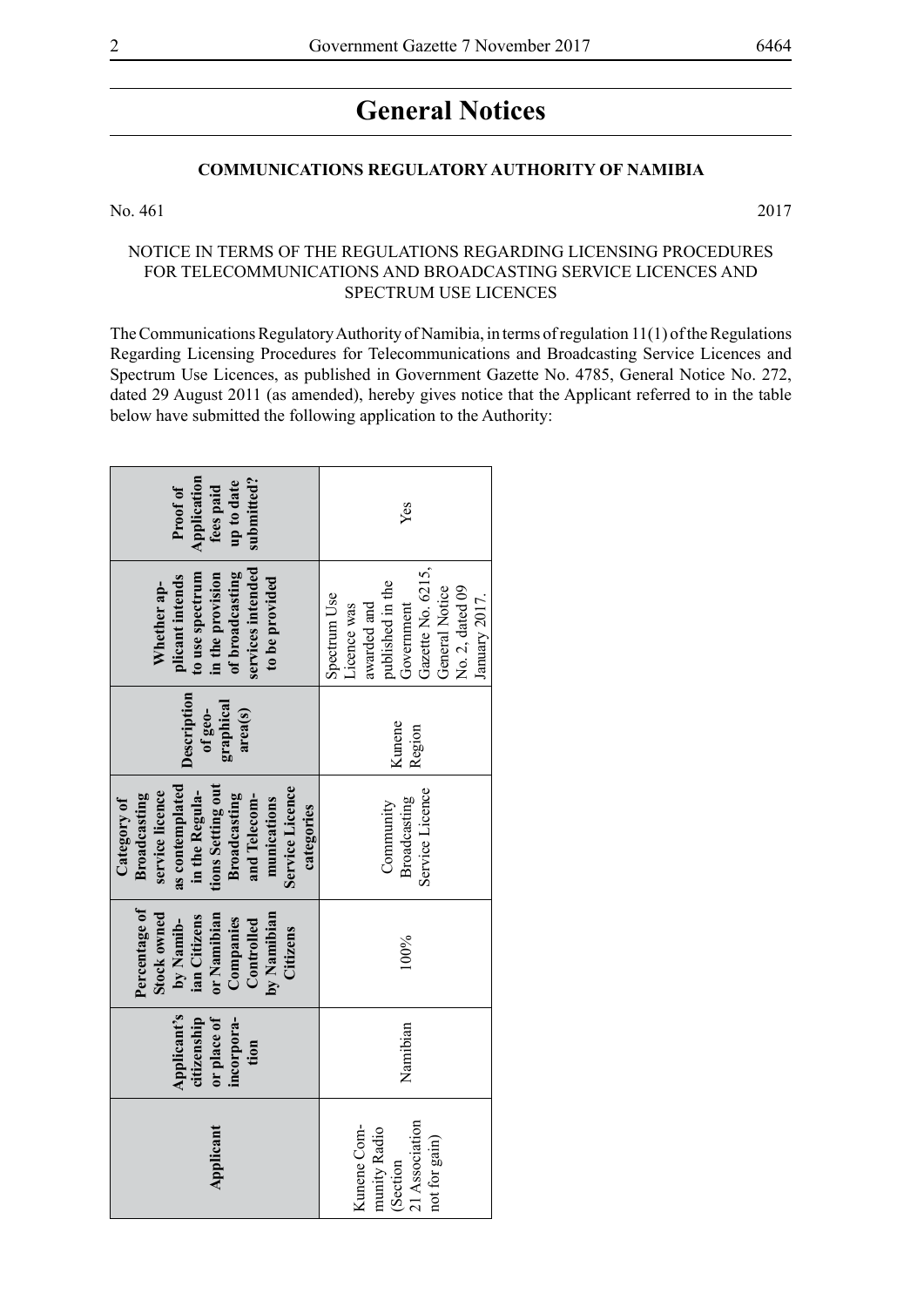# General Notices

## COMMUNICATIONS REGULATORY AUTHORITY OF NAMIBIA

No. 461 2017

NOTICE IN TERMS OF THE REGULATIONS REGARDING LICENSING PROCEDURES FOR TELECOMMUNICATIONS AND BROADCASTING SERVICE LICENCES AND SPECTRUM USE LICENCES

The Communications Regulatory Authority of Namibia, in terms of regulation 11(1) of the Regulations Regarding Licensing Procedures for Telecommunications and Broadcasting Service Licences and Spectrum Use Licences, as published in Government Gazette No. 4785, General Notice No. 272, dated 29 August 2011 (as amended), hereby gives notice that the Applicant referred to in the table below have submitted the following application to the Authority:

| Applicant | Applicant's citizenship or place of incorporation | Percentage of Stock owned by Namibian Citizens or Namibian Companies Controlled by Namibian Citizens | Category of Broadcasting service licence as contemplated in the Regulations Setting out Broadcasting and Telecommunications Service Licence categories | Description of geographical area(s) | Whether applicant intends to use spectrum in the provision of broadcasting services intended to be provided | Proof of Application fees paid up to date submitted? |
|---|---|---|---|---|---|---|
| Kunene Community Radio (Section 21 Association not for gain) | Namibian | 100% | Community Broadcasting Service Licence | Kunene Region | Spectrum Use Licence was awarded and published in the Government Gazette No. 6215, General Notice No. 2, dated 09 January 2017. | Yes |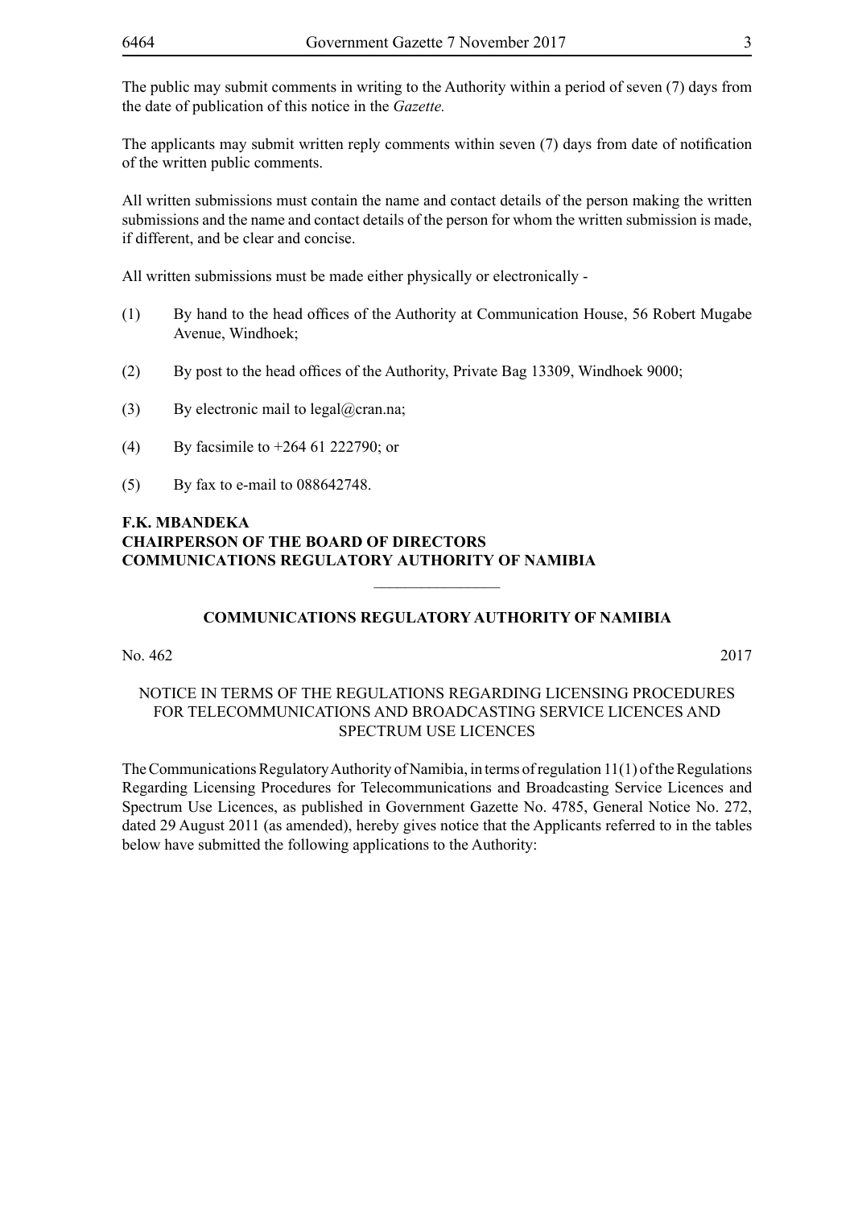The public may submit comments in writing to the Authority within a period of seven (7) days from the date of publication of this notice in the *Gazette.*

The applicants may submit written reply comments within seven (7) days from date of notification of the written public comments.

All written submissions must contain the name and contact details of the person making the written submissions and the name and contact details of the person for whom the written submission is made, if different, and be clear and concise.

All written submissions must be made either physically or electronically -

(1) By hand to the head offices of the Authority at Communication House, 56 Robert Mugabe Avenue, Windhoek;

(2) By post to the head offices of the Authority, Private Bag 13309, Windhoek 9000;

(3) By electronic mail to legal@cran.na;

(4) By facsimile to +264 61 222790; or

(5) By fax to e-mail to 088642748.

**F.K. MBANDEKA**
**CHAIRPERSON OF THE BOARD OF DIRECTORS**
**COMMUNICATIONS REGULATORY AUTHORITY OF NAMIBIA**

---

**COMMUNICATIONS REGULATORY AUTHORITY OF NAMIBIA**

No. 462 2017

NOTICE IN TERMS OF THE REGULATIONS REGARDING LICENSING PROCEDURES FOR TELECOMMUNICATIONS AND BROADCASTING SERVICE LICENCES AND SPECTRUM USE LICENCES

The Communications Regulatory Authority of Namibia, in terms of regulation 11(1) of the Regulations Regarding Licensing Procedures for Telecommunications and Broadcasting Service Licences and Spectrum Use Licences, as published in Government Gazette No. 4785, General Notice No. 272, dated 29 August 2011 (as amended), hereby gives notice that the Applicants referred to in the tables below have submitted the following applications to the Authority: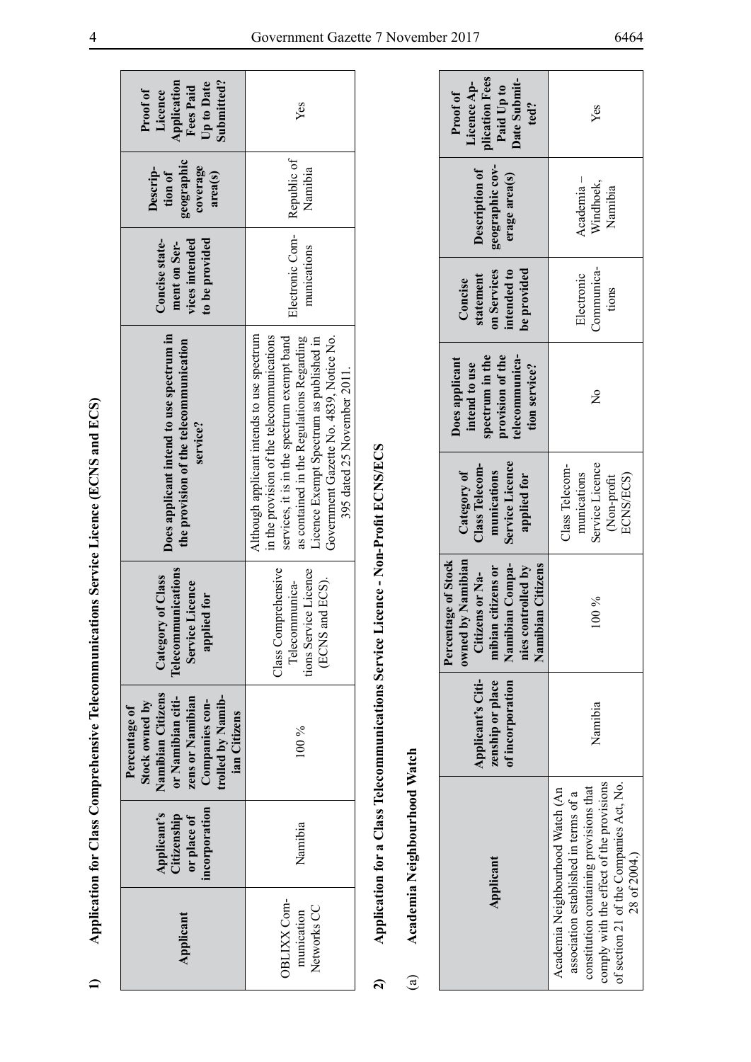## 1) Application for Class Comprehensive Telecommunications Service Licence (ECNS and ECS)

| Applicant | Applicant's Citizenship or place of incorporation | Percentage of Stock owned by Namibian Citizens or Namibian citizens or Namibian Companies controlled by Namibian Citizens | Category of Class Telecommunications Service Licence applied for | Does applicant intend to use spectrum in the provision of the telecommunication service? | Concise statement on Services intended to be provided | Description of geographic coverage area(s) | Proof of Licence Application Fees Paid Up to Date Submitted? |
|---|---|---|---|---|---|---|---|
| OBLIXX Communication Networks CC | Namibia | 100 % | Class Comprehensive Telecommunications Service Licence (ECNS and ECS). | Although applicant intends to use spectrum in the provision of the telecommunications services, it is in the spectrum exempt band as contained in the Regulations Regarding Licence Exempt Spectrum as published in Government Gazette No. 4839, Notice No. 395 dated 25 November 2011. | Electronic Communications | Republic of Namibia | Yes |

## 2) Application for a Class Telecommunications Service Licence - Non-Profit ECNS/ECS

### (a) Academia Neighbourhood Watch

| Applicant | Applicant's Citizenship or place of incorporation | Percentage of Stock owned by Namibian Citizens or Namibian citizens or Namibian Companies controlled by Namibian Citizens | Category of Class Telecommunications Service Licence applied for | Does applicant intend to use spectrum in the provision of the telecommunication service? | Concise statement on Services intended to be provided | Description of geographic coverage area(s) | Proof of Licence Application Fees Paid Up to Date Submitted? |
|---|---|---|---|---|---|---|---|
| Academia Neighbourhood Watch (An association established in terms of a constitution containing provisions that comply with the effect of the provisions of section 21 of the Companies Act, No. 28 of 2004.) | Namibia | 100 % | Class Telecommunications Service Licence (Non-profit ECNS/ECS) | No | Electronic Communications | Academia – Windhoek, Namibia | Yes |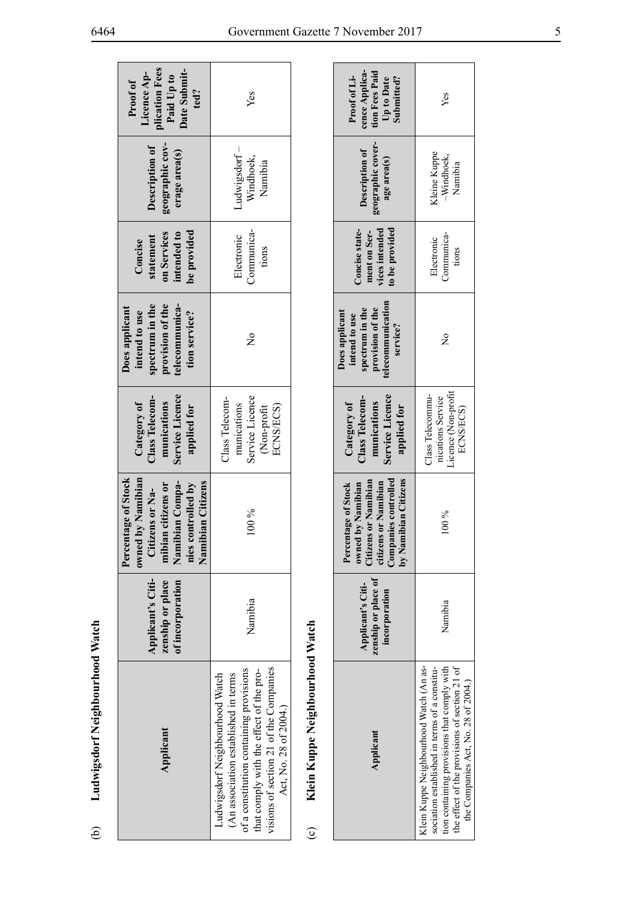(b) **Ludwigsdorf Neighbourhood Watch**

| Applicant | Applicant's Citizenship or place of incorporation | Percentage of Stock owned by Namibian Citizens or Namibian citizens or Namibian Companies controlled by Namibian Citizens | Category of Class Telecommunications Service Licence applied for | Does applicant intend to use spectrum in the provision of the telecommunication service? | Concise statement on Services intended to be provided | Description of geographic coverage area(s) | Proof of Licence Application Fees Paid Up to Date Submitted? |
|---|---|---|---|---|---|---|---|
| Ludwigsdorf Neighbourhood Watch (An association established in terms of a constitution containing provisions that comply with the effect of the provisions of section 21 of the Companies Act, No. 28 of 2004.) | Namibia | 100 % | Class Telecommunications Service Licence (Non-profit ECNS/ECS) | No | Electronic Communications | Ludwigsdorf – Windhoek, Namibia | Yes |

(c) **Klein Kuppe Neighbourhood Watch**

| Applicant | Applicant's Citizenship or place of incorporation | Percentage of Stock owned by Namibian Citizens or Namibian citizens or Namibian Companies controlled by Namibian Citizens | Category of Class Telecommunications Service Licence applied for | Does applicant intend to use spectrum in the provision of the telecommunication service? | Concise statement on Services intended to be provided | Description of geographic coverage area(s) | Proof of Licence Application Fees Paid Up to Date Submitted? |
|---|---|---|---|---|---|---|---|
| Klein Kuppe Neighbourhood Watch (An association established in terms of a constitution containing provisions that comply with the effect of the provisions of section 21 of the Companies Act, No. 28 of 2004.) | Namibia | 100 % | Class Telecommunications Service Licence (Non-profit ECNS/ECS) | No | Electronic Communications | Kleine Kuppe –Windhoek, Namibia | Yes |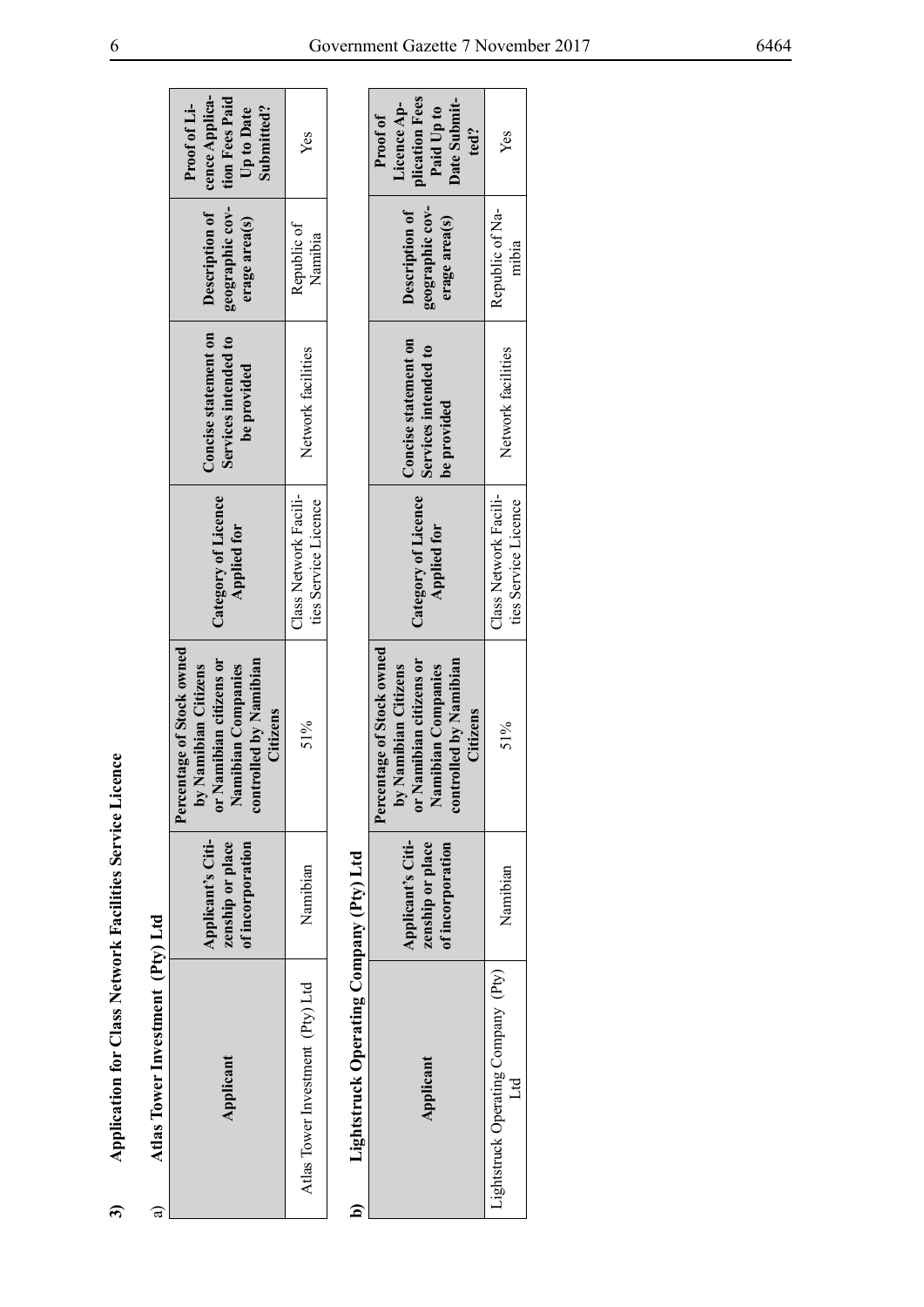**3) Application for Class Network Facilities Service Licence**

**a) Atlas Tower Investment (Pty) Ltd**

| Applicant | Applicant's Citizenship or place of incorporation | Percentage of Stock owned by Namibian Citizens or Namibian citizens or Namibian Companies controlled by Namibian Citizens | Category of Licence Applied for | Concise statement on Services intended to be provided | Description of geographic coverage area(s) | Proof of Licence Application Fees Paid Up to Date Submitted? |
|---|---|---|---|---|---|---|
| Atlas Tower Investment (Pty) Ltd | Namibian | 51% | Class Network Facilities Service Licence | Network facilities | Republic of Namibia | Yes |

**b) Lightstruck Operating Company (Pty) Ltd**

| Applicant | Applicant's Citizenship or place of incorporation | Percentage of Stock owned by Namibian Citizens or Namibian citizens or Namibian Companies controlled by Namibian Citizens | Category of Licence Applied for | Concise statement on Services intended to be provided | Description of geographic coverage area(s) | Proof of Licence Application Fees Paid Up to Date Submitted? |
|---|---|---|---|---|---|---|
| Lightstruck Operating Company (Pty) Ltd | Namibian | 51% | Class Network Facilities Service Licence | Network facilities | Republic of Namibia | Yes |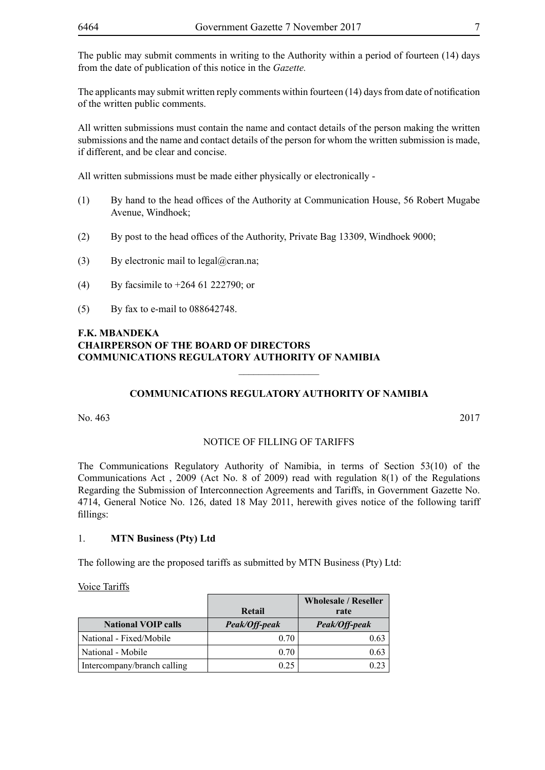The public may submit comments in writing to the Authority within a period of fourteen (14) days from the date of publication of this notice in the *Gazette.*

The applicants may submit written reply comments within fourteen (14) days from date of notification of the written public comments.

All written submissions must contain the name and contact details of the person making the written submissions and the name and contact details of the person for whom the written submission is made, if different, and be clear and concise.

All written submissions must be made either physically or electronically -

(1) By hand to the head offices of the Authority at Communication House, 56 Robert Mugabe Avenue, Windhoek;

(2) By post to the head offices of the Authority, Private Bag 13309, Windhoek 9000;

(3) By electronic mail to legal@cran.na;

(4) By facsimile to +264 61 222790; or

(5) By fax to e-mail to 088642748.

**F.K. MBANDEKA**
**CHAIRPERSON OF THE BOARD OF DIRECTORS**
**COMMUNICATIONS REGULATORY AUTHORITY OF NAMIBIA**

________________

**COMMUNICATIONS REGULATORY AUTHORITY OF NAMIBIA**

No. 463 2017

NOTICE OF FILLING OF TARIFFS

The Communications Regulatory Authority of Namibia, in terms of Section 53(10) of the Communications Act , 2009 (Act No. 8 of 2009) read with regulation 8(1) of the Regulations Regarding the Submission of Interconnection Agreements and Tariffs, in Government Gazette No. 4714, General Notice No. 126, dated 18 May 2011, herewith gives notice of the following tariff fillings:

1. **MTN Business (Pty) Ltd**

The following are the proposed tariffs as submitted by MTN Business (Pty) Ltd:

Voice Tariffs

| | **Retail** | **Wholesale / Reseller rate** |
|---|---|---|
| **National VOIP calls** | ***Peak/Off-peak*** | ***Peak/Off-peak*** |
| National - Fixed/Mobile | 0.70 | 0.63 |
| National - Mobile | 0.70 | 0.63 |
| Intercompany/branch calling | 0.25 | 0.23 |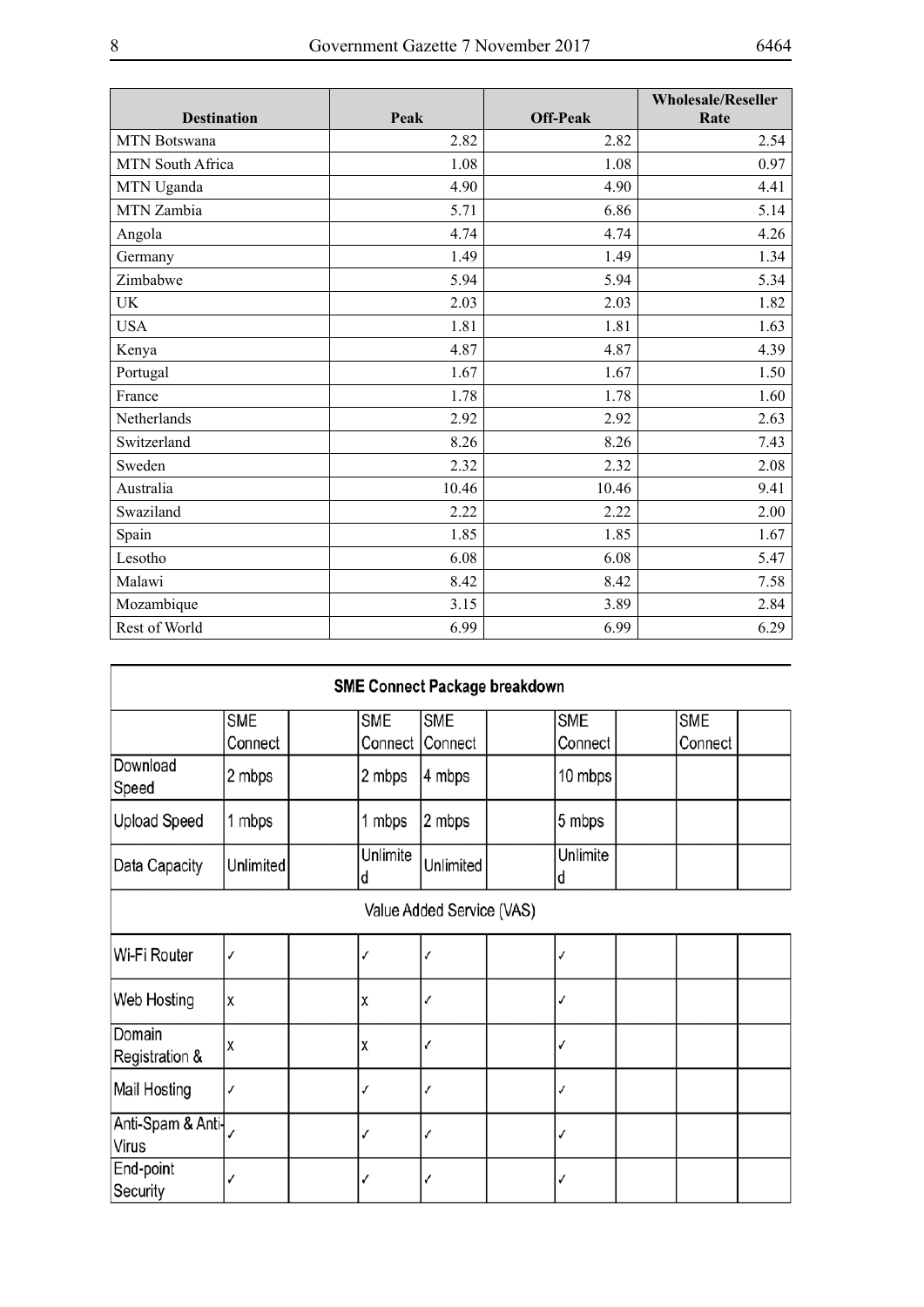| Destination | Peak | Off-Peak | Wholesale/Reseller Rate |
|---|---|---|---|
| MTN Botswana | 2.82 | 2.82 | 2.54 |
| MTN South Africa | 1.08 | 1.08 | 0.97 |
| MTN Uganda | 4.90 | 4.90 | 4.41 |
| MTN Zambia | 5.71 | 6.86 | 5.14 |
| Angola | 4.74 | 4.74 | 4.26 |
| Germany | 1.49 | 1.49 | 1.34 |
| Zimbabwe | 5.94 | 5.94 | 5.34 |
| UK | 2.03 | 2.03 | 1.82 |
| USA | 1.81 | 1.81 | 1.63 |
| Kenya | 4.87 | 4.87 | 4.39 |
| Portugal | 1.67 | 1.67 | 1.50 |
| France | 1.78 | 1.78 | 1.60 |
| Netherlands | 2.92 | 2.92 | 2.63 |
| Switzerland | 8.26 | 8.26 | 7.43 |
| Sweden | 2.32 | 2.32 | 2.08 |
| Australia | 10.46 | 10.46 | 9.41 |
| Swaziland | 2.22 | 2.22 | 2.00 |
| Spain | 1.85 | 1.85 | 1.67 |
| Lesotho | 6.08 | 6.08 | 5.47 |
| Malawi | 8.42 | 8.42 | 7.58 |
| Mozambique | 3.15 | 3.89 | 2.84 |
| Rest of World | 6.99 | 6.99 | 6.29 |

| SME Connect Package breakdown | | | | | | | | | |
|---|---|---|---|---|---|---|---|---|---|
| | SME Connect | | SME Connect | SME Connect | | SME Connect | | SME Connect | |
| Download Speed | 2 mbps | | 2 mbps | 4 mbps | | 10 mbps | | | |
| Upload Speed | 1 mbps | | 1 mbps | 2 mbps | | 5 mbps | | | |
| Data Capacity | Unlimited | | Unlimited | Unlimited | | Unlimited | | | |
| Value Added Service (VAS) | | | | | | | | | |
| Wi-Fi Router | ✓ | | ✓ | ✓ | | ✓ | | | |
| Web Hosting | x | | x | ✓ | | ✓ | | | |
| Domain Registration & | x | | x | ✓ | | ✓ | | | |
| Mail Hosting | ✓ | | ✓ | ✓ | | ✓ | | | |
| Anti-Spam & Anti-Virus | ✓ | | ✓ | ✓ | | ✓ | | | |
| End-point Security | ✓ | | ✓ | ✓ | | ✓ | | | |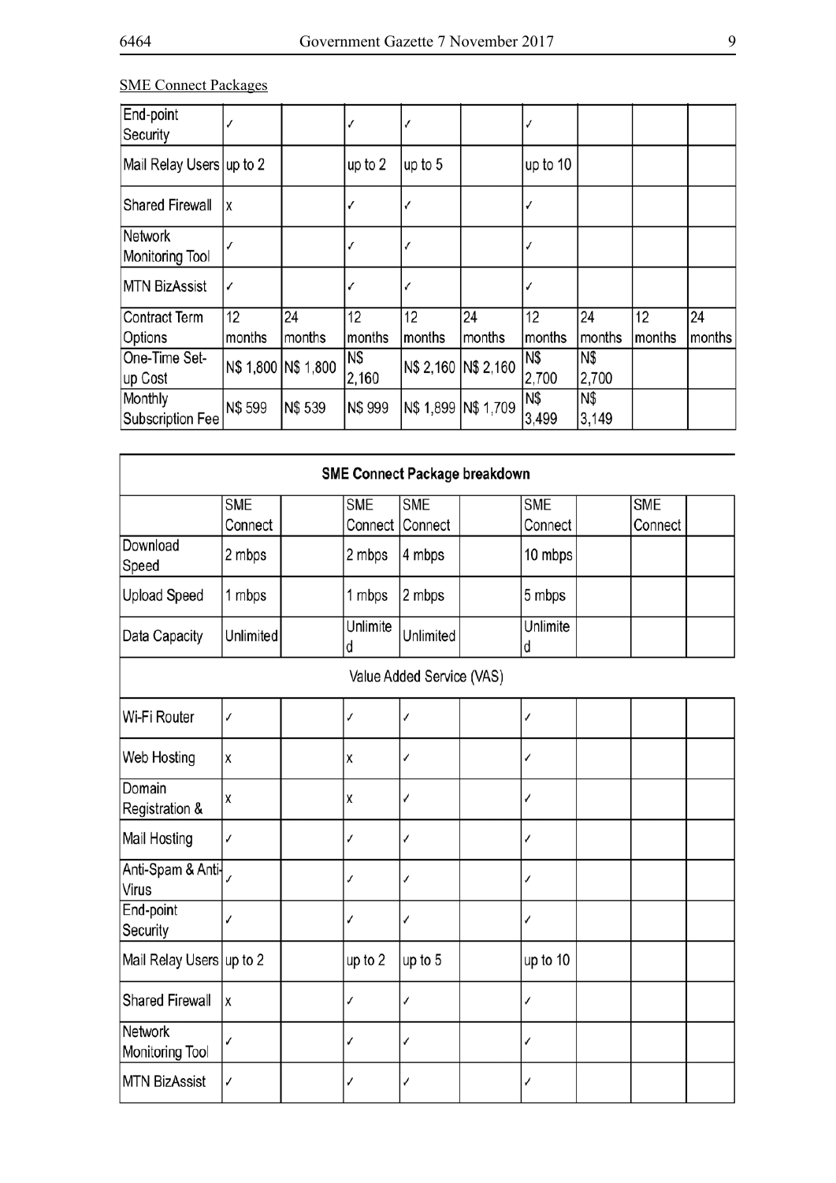SME Connect Packages

| End-point Security | ✓ | | ✓ | ✓ | | ✓ | | | |
|---|---|---|---|---|---|---|---|---|---|
| Mail Relay Users | up to 2 | | up to 2 | up to 5 | | up to 10 | | | |
| Shared Firewall | x | | ✓ | ✓ | | ✓ | | | |
| Network Monitoring Tool | ✓ | | ✓ | ✓ | | ✓ | | | |
| MTN BizAssist | ✓ | | ✓ | ✓ | | ✓ | | | |
| Contract Term Options | 12 months | 24 months | 12 months | 12 months | 24 months | 12 months | 24 months | 12 months | 24 months |
| One-Time Set-up Cost | N$ 1,800 | N$ 1,800 | N$ 2,160 | N$ 2,160 | N$ 2,160 | N$ 2,700 | N$ 2,700 | | |
| Monthly Subscription Fee | N$ 599 | N$ 539 | N$ 999 | N$ 1,899 | N$ 1,709 | N$ 3,499 | N$ 3,149 | | |

| SME Connect Package breakdown | | | | | | | | | |
|---|---|---|---|---|---|---|---|---|---|
| | SME Connect | | SME Connect | SME Connect | | SME Connect | | SME Connect | |
| Download Speed | 2 mbps | | 2 mbps | 4 mbps | | 10 mbps | | | |
| Upload Speed | 1 mbps | | 1 mbps | 2 mbps | | 5 mbps | | | |
| Data Capacity | Unlimited | | Unlimited | Unlimited | | Unlimited | | | |
| Value Added Service (VAS) | | | | | | | | | |
| Wi-Fi Router | ✓ | | ✓ | ✓ | | ✓ | | | |
| Web Hosting | x | | x | ✓ | | ✓ | | | |
| Domain Registration & | x | | x | ✓ | | ✓ | | | |
| Mail Hosting | ✓ | | ✓ | ✓ | | ✓ | | | |
| Anti-Spam & Anti-Virus | ✓ | | ✓ | ✓ | | ✓ | | | |
| End-point Security | ✓ | | ✓ | ✓ | | ✓ | | | |
| Mail Relay Users | up to 2 | | up to 2 | up to 5 | | up to 10 | | | |
| Shared Firewall | x | | ✓ | ✓ | | ✓ | | | |
| Network Monitoring Tool | ✓ | | ✓ | ✓ | | ✓ | | | |
| MTN BizAssist | ✓ | | ✓ | ✓ | | ✓ | | | |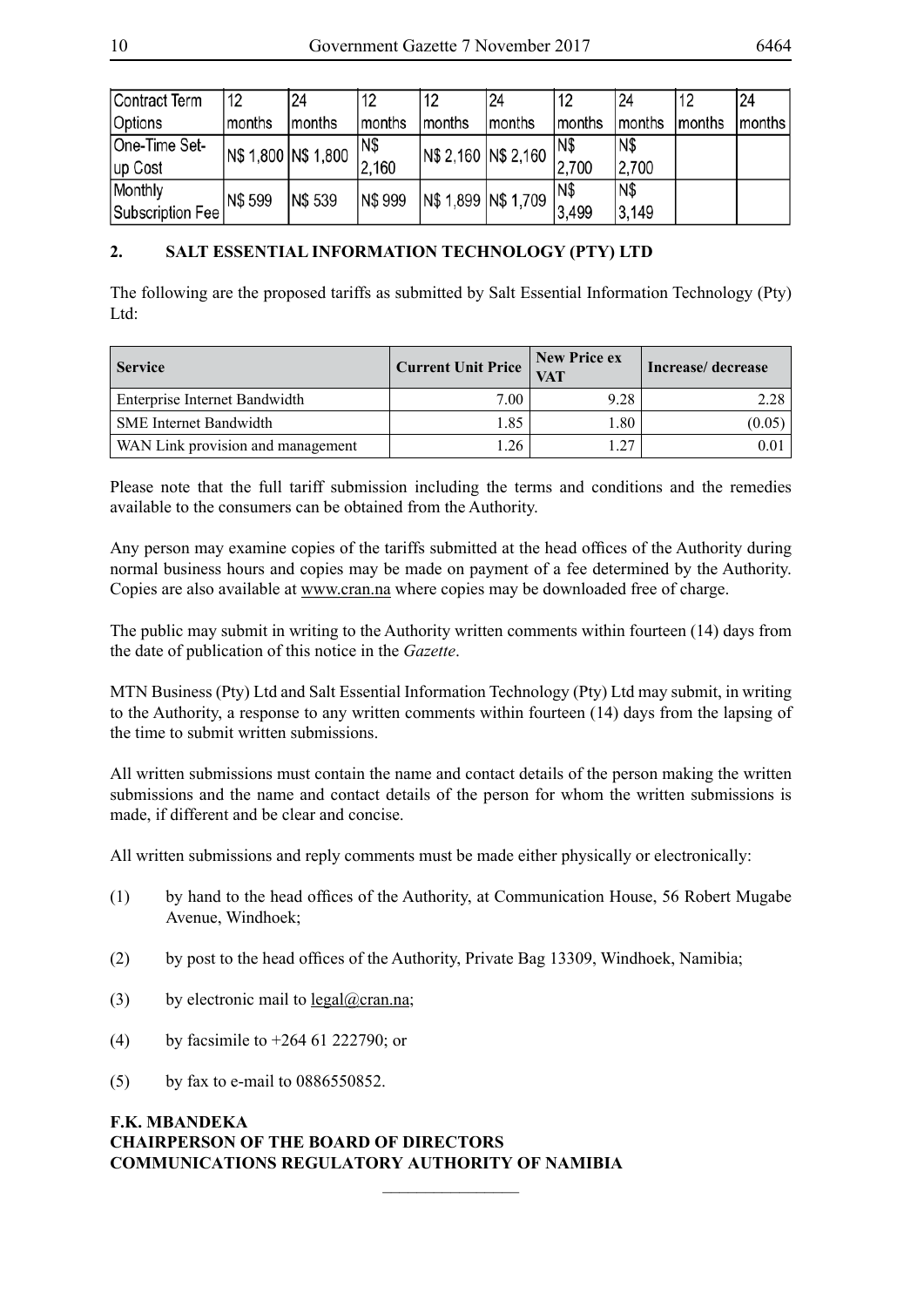| Contract Term Options | 12 months | 24 months | 12 months | 12 months | 24 months | 12 months | 24 months | 12 months | 24 months |
|---|---|---|---|---|---|---|---|---|---|
| One-Time Set-up Cost | N$ 1,800 | N$ 1,800 | N$ 2,160 | N$ 2,160 | N$ 2,160 | N$ 2,700 | N$ 2,700 | | |
| Monthly Subscription Fee | N$ 599 | N$ 539 | N$ 999 | N$ 1,899 | N$ 1,709 | N$ 3,499 | N$ 3,149 | | |

## 2. SALT ESSENTIAL INFORMATION TECHNOLOGY (PTY) LTD

The following are the proposed tariffs as submitted by Salt Essential Information Technology (Pty) Ltd:

| Service | Current Unit Price | New Price ex VAT | Increase/ decrease |
|---|---|---|---|
| Enterprise Internet Bandwidth | 7.00 | 9.28 | 2.28 |
| SME Internet Bandwidth | 1.85 | 1.80 | (0.05) |
| WAN Link provision and management | 1.26 | 1.27 | 0.01 |

Please note that the full tariff submission including the terms and conditions and the remedies available to the consumers can be obtained from the Authority.

Any person may examine copies of the tariffs submitted at the head offices of the Authority during normal business hours and copies may be made on payment of a fee determined by the Authority. Copies are also available at www.cran.na where copies may be downloaded free of charge.

The public may submit in writing to the Authority written comments within fourteen (14) days from the date of publication of this notice in the *Gazette*.

MTN Business (Pty) Ltd and Salt Essential Information Technology (Pty) Ltd may submit, in writing to the Authority, a response to any written comments within fourteen (14) days from the lapsing of the time to submit written submissions.

All written submissions must contain the name and contact details of the person making the written submissions and the name and contact details of the person for whom the written submissions is made, if different and be clear and concise.

All written submissions and reply comments must be made either physically or electronically:

(1) by hand to the head offices of the Authority, at Communication House, 56 Robert Mugabe Avenue, Windhoek;

(2) by post to the head offices of the Authority, Private Bag 13309, Windhoek, Namibia;

(3) by electronic mail to legal@cran.na;

(4) by facsimile to +264 61 222790; or

(5) by fax to e-mail to 0886550852.

**F.K. MBANDEKA**
**CHAIRPERSON OF THE BOARD OF DIRECTORS**
**COMMUNICATIONS REGULATORY AUTHORITY OF NAMIBIA**

________________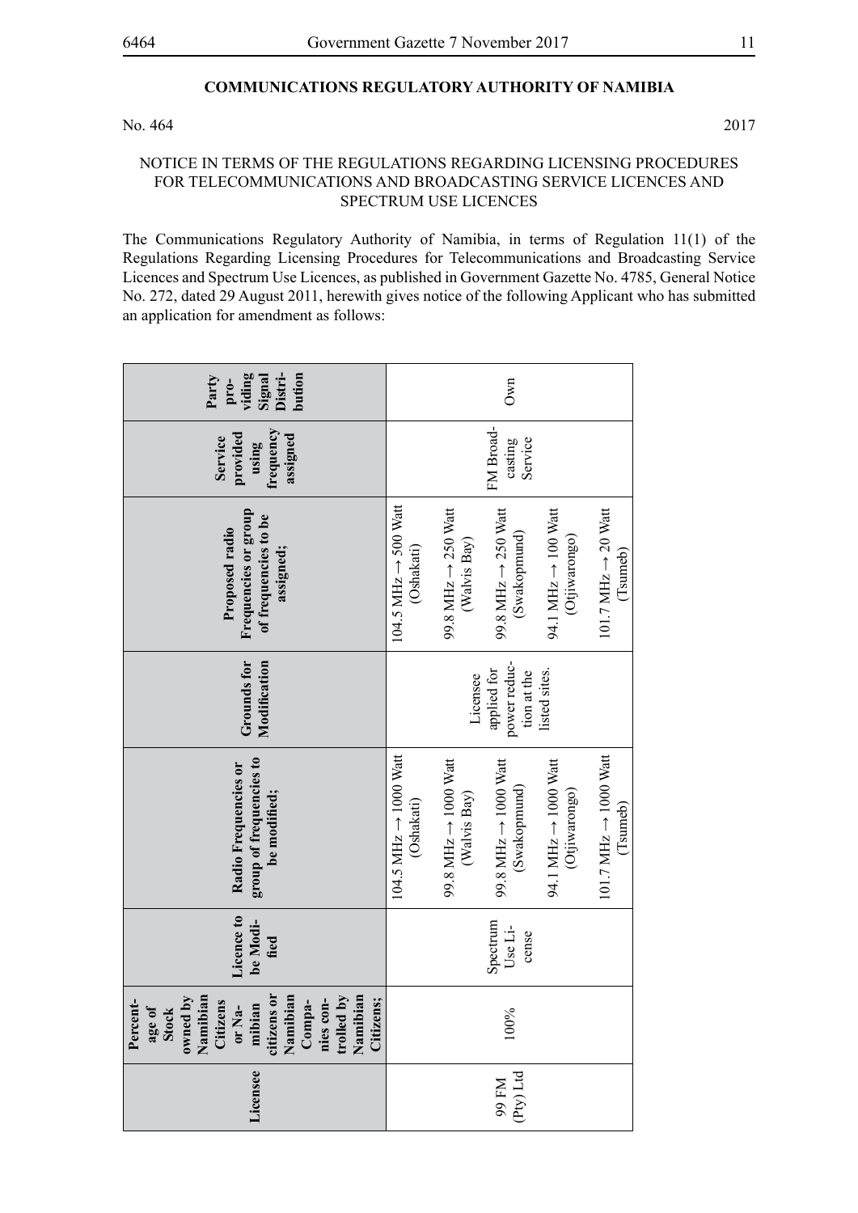## COMMUNICATIONS REGULATORY AUTHORITY OF NAMIBIA

No. 464 2017

NOTICE IN TERMS OF THE REGULATIONS REGARDING LICENSING PROCEDURES FOR TELECOMMUNICATIONS AND BROADCASTING SERVICE LICENCES AND SPECTRUM USE LICENCES

The Communications Regulatory Authority of Namibia, in terms of Regulation 11(1) of the Regulations Regarding Licensing Procedures for Telecommunications and Broadcasting Service Licences and Spectrum Use Licences, as published in Government Gazette No. 4785, General Notice No. 272, dated 29 August 2011, herewith gives notice of the following Applicant who has submitted an application for amendment as follows:

| Licensee | Percentage of Stock owned by Namibian Citizens or Namibian citizens or Namibian Companies controlled by Namibian Citizens; | Licence to be Modified | Radio Frequencies or group of frequencies to be modified; | Grounds for Modification | Proposed radio Frequencies or group of frequencies to be assigned; | Service provided using frequency assigned | Party providing Signal Distribution |
|---|---|---|---|---|---|---|---|
| 99 FM (Pty) Ltd | 100% | Spectrum Use License | 104.5 MHz → 1000 Watt (Oshakati)<br>99.8 MHz → 1000 Watt (Walvis Bay)<br>99.8 MHz → 1000 Watt (Swakopmund)<br>94.1 MHz → 1000 Watt (Otjiwarongo)<br>101.7 MHz → 1000 Watt (Tsumeb) | Licensee applied for power reduction at the listed sites. | 104.5 MHz → 500 Watt (Oshakati)<br>99.8 MHz → 250 Watt (Walvis Bay)<br>99.8 MHz → 250 Watt (Swakopmund)<br>94.1 MHz → 100 Watt (Otjiwarongo)<br>101.7 MHz → 20 Watt (Tsumeb) | FM Broadcasting Service | Own |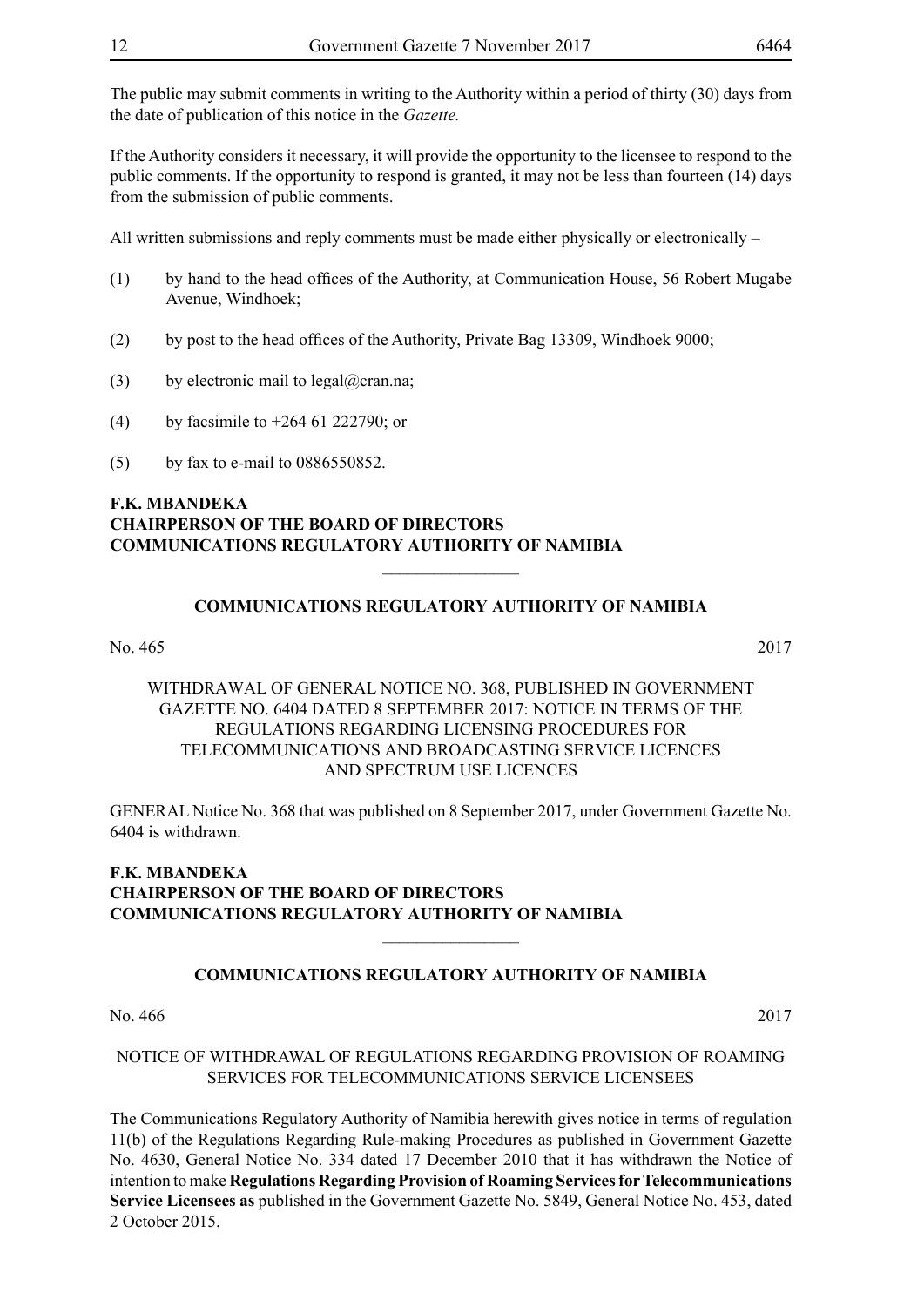The public may submit comments in writing to the Authority within a period of thirty (30) days from the date of publication of this notice in the *Gazette.*

If the Authority considers it necessary, it will provide the opportunity to the licensee to respond to the public comments. If the opportunity to respond is granted, it may not be less than fourteen (14) days from the submission of public comments.

All written submissions and reply comments must be made either physically or electronically –

(1) by hand to the head offices of the Authority, at Communication House, 56 Robert Mugabe Avenue, Windhoek;

(2) by post to the head offices of the Authority, Private Bag 13309, Windhoek 9000;

(3) by electronic mail to legal@cran.na;

(4) by facsimile to +264 61 222790; or

(5) by fax to e-mail to 0886550852.

**F.K. MBANDEKA**
**CHAIRPERSON OF THE BOARD OF DIRECTORS**
**COMMUNICATIONS REGULATORY AUTHORITY OF NAMIBIA**

---

## COMMUNICATIONS REGULATORY AUTHORITY OF NAMIBIA

No. 465 2017

WITHDRAWAL OF GENERAL NOTICE NO. 368, PUBLISHED IN GOVERNMENT GAZETTE NO. 6404 DATED 8 SEPTEMBER 2017: NOTICE IN TERMS OF THE REGULATIONS REGARDING LICENSING PROCEDURES FOR TELECOMMUNICATIONS AND BROADCASTING SERVICE LICENCES AND SPECTRUM USE LICENCES

GENERAL Notice No. 368 that was published on 8 September 2017, under Government Gazette No. 6404 is withdrawn.

**F.K. MBANDEKA**
**CHAIRPERSON OF THE BOARD OF DIRECTORS**
**COMMUNICATIONS REGULATORY AUTHORITY OF NAMIBIA**

---

## COMMUNICATIONS REGULATORY AUTHORITY OF NAMIBIA

No. 466 2017

NOTICE OF WITHDRAWAL OF REGULATIONS REGARDING PROVISION OF ROAMING SERVICES FOR TELECOMMUNICATIONS SERVICE LICENSEES

The Communications Regulatory Authority of Namibia herewith gives notice in terms of regulation 11(b) of the Regulations Regarding Rule-making Procedures as published in Government Gazette No. 4630, General Notice No. 334 dated 17 December 2010 that it has withdrawn the Notice of intention to make **Regulations Regarding Provision of Roaming Services for Telecommunications Service Licensees as** published in the Government Gazette No. 5849, General Notice No. 453, dated 2 October 2015.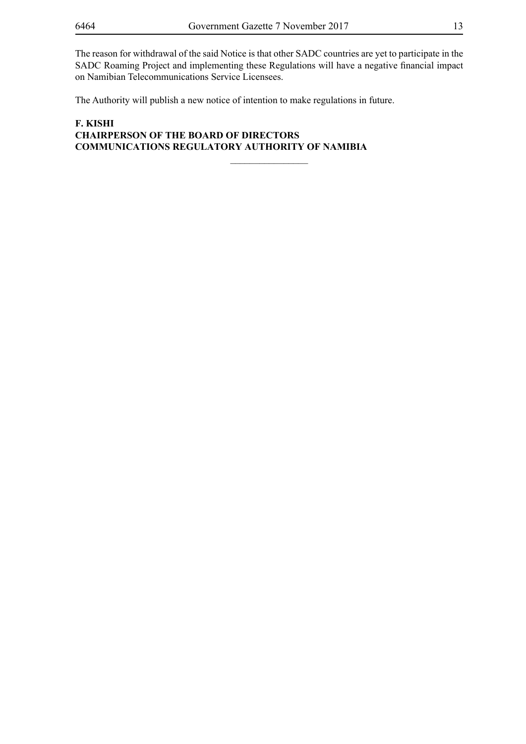The reason for withdrawal of the said Notice is that other SADC countries are yet to participate in the SADC Roaming Project and implementing these Regulations will have a negative financial impact on Namibian Telecommunications Service Licensees.

The Authority will publish a new notice of intention to make regulations in future.

**F. KISHI**
**CHAIRPERSON OF THE BOARD OF DIRECTORS**
**COMMUNICATIONS REGULATORY AUTHORITY OF NAMIBIA**

________________